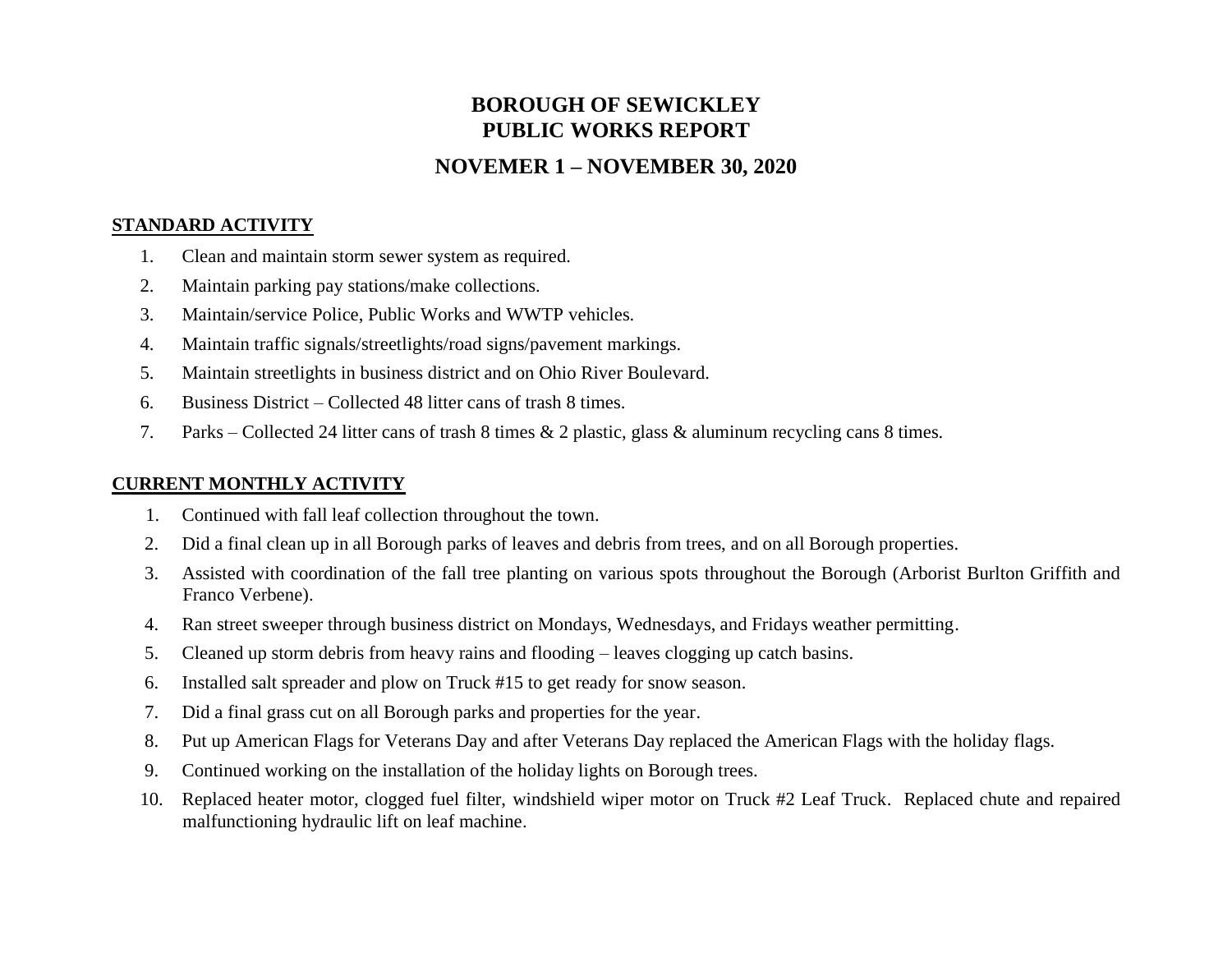# BOROUGH OF SEWICKLEY
# PUBLIC WORKS REPORT

## NOVEMER 1 – NOVEMBER 30, 2020

**STANDARD ACTIVITY**

1. Clean and maintain storm sewer system as required.
2. Maintain parking pay stations/make collections.
3. Maintain/service Police, Public Works and WWTP vehicles.
4. Maintain traffic signals/streetlights/road signs/pavement markings.
5. Maintain streetlights in business district and on Ohio River Boulevard.
6. Business District – Collected 48 litter cans of trash 8 times.
7. Parks – Collected 24 litter cans of trash 8 times & 2 plastic, glass & aluminum recycling cans 8 times.

**CURRENT MONTHLY ACTIVITY**

1. Continued with fall leaf collection throughout the town.
2. Did a final clean up in all Borough parks of leaves and debris from trees, and on all Borough properties.
3. Assisted with coordination of the fall tree planting on various spots throughout the Borough (Arborist Burlton Griffith and Franco Verbene).
4. Ran street sweeper through business district on Mondays, Wednesdays, and Fridays weather permitting.
5. Cleaned up storm debris from heavy rains and flooding – leaves clogging up catch basins.
6. Installed salt spreader and plow on Truck #15 to get ready for snow season.
7. Did a final grass cut on all Borough parks and properties for the year.
8. Put up American Flags for Veterans Day and after Veterans Day replaced the American Flags with the holiday flags.
9. Continued working on the installation of the holiday lights on Borough trees.
10. Replaced heater motor, clogged fuel filter, windshield wiper motor on Truck #2 Leaf Truck. Replaced chute and repaired malfunctioning hydraulic lift on leaf machine.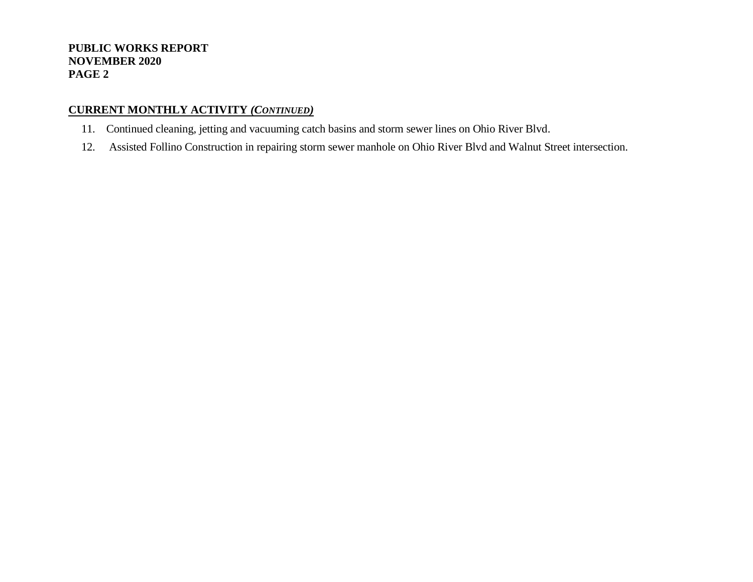## CURRENT MONTHLY ACTIVITY *(CONTINUED)*

11. Continued cleaning, jetting and vacuuming catch basins and storm sewer lines on Ohio River Blvd.
12. Assisted Follino Construction in repairing storm sewer manhole on Ohio River Blvd and Walnut Street intersection.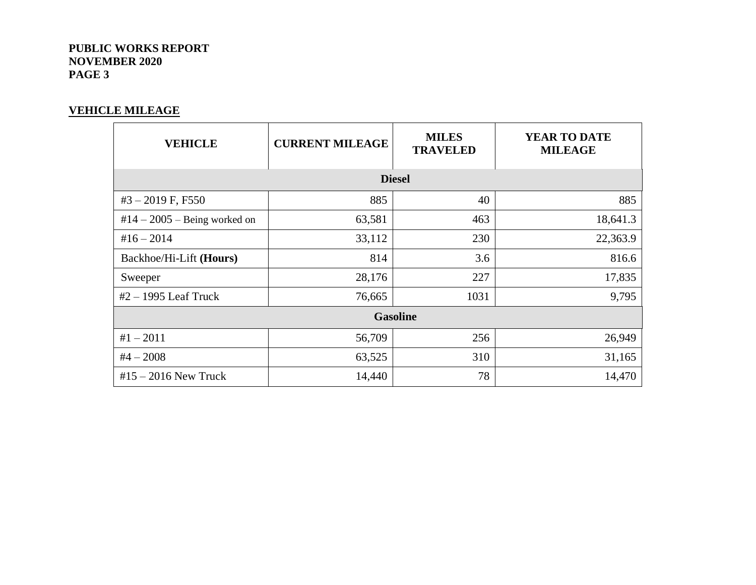**PUBLIC WORKS REPORT**
**NOVEMBER 2020**
**PAGE 3**

## VEHICLE MILEAGE

| VEHICLE | CURRENT MILEAGE | MILES TRAVELED | YEAR TO DATE MILEAGE |
|---|---|---|---|
| **Diesel** | | | |
| #3 – 2019 F, F550 | 885 | 40 | 885 |
| #14 – 2005 – Being worked on | 63,581 | 463 | 18,641.3 |
| #16 – 2014 | 33,112 | 230 | 22,363.9 |
| Backhoe/Hi-Lift **(Hours)** | 814 | 3.6 | 816.6 |
| Sweeper | 28,176 | 227 | 17,835 |
| #2 – 1995 Leaf Truck | 76,665 | 1031 | 9,795 |
| **Gasoline** | | | |
| #1 – 2011 | 56,709 | 256 | 26,949 |
| #4 – 2008 | 63,525 | 310 | 31,165 |
| #15 – 2016 New Truck | 14,440 | 78 | 14,470 |